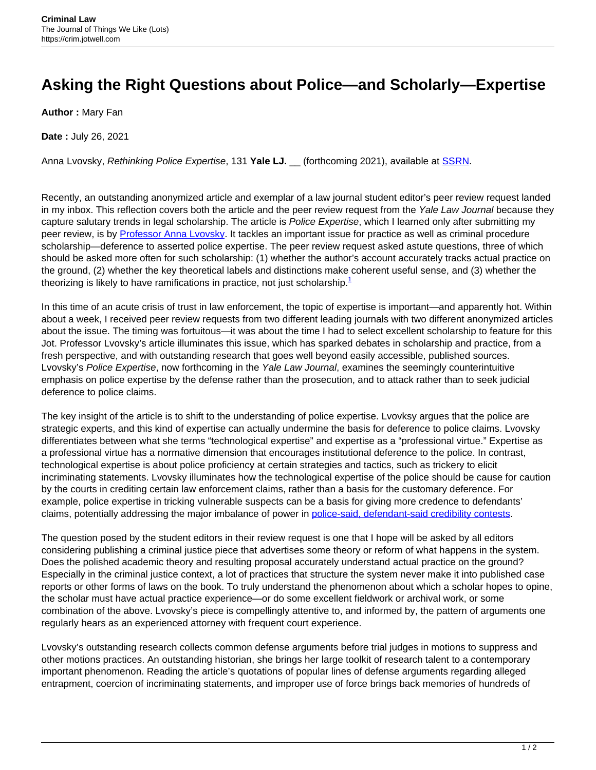# Asking the Right Questions about Police—and Scholarly—Expertise

**Author :** Mary Fan

**Date :** July 26, 2021

Anna Lvovsky, *Rethinking Police Expertise*, 131 **Yale LJ.** __ (forthcoming 2021), available at SSRN.

Recently, an outstanding anonymized article and exemplar of a law journal student editor's peer review request landed in my inbox. This reflection covers both the article and the peer review request from the *Yale Law Journal* because they capture salutary trends in legal scholarship. The article is *Police Expertise*, which I learned only after submitting my peer review, is by Professor Anna Lvovsky. It tackles an important issue for practice as well as criminal procedure scholarship—deference to asserted police expertise. The peer review request asked astute questions, three of which should be asked more often for such scholarship: (1) whether the author's account accurately tracks actual practice on the ground, (2) whether the key theoretical labels and distinctions make coherent useful sense, and (3) whether the theorizing is likely to have ramifications in practice, not just scholarship.[1]

In this time of an acute crisis of trust in law enforcement, the topic of expertise is important—and apparently hot. Within about a week, I received peer review requests from two different leading journals with two different anonymized articles about the issue. The timing was fortuitous—it was about the time I had to select excellent scholarship to feature for this Jot. Professor Lvovsky's article illuminates this issue, which has sparked debates in scholarship and practice, from a fresh perspective, and with outstanding research that goes well beyond easily accessible, published sources. Lvovsky's *Police Expertise*, now forthcoming in the *Yale Law Journal*, examines the seemingly counterintuitive emphasis on police expertise by the defense rather than the prosecution, and to attack rather than to seek judicial deference to police claims.

The key insight of the article is to shift to the understanding of police expertise. Lvovksy argues that the police are strategic experts, and this kind of expertise can actually undermine the basis for deference to police claims. Lvovsky differentiates between what she terms "technological expertise" and expertise as a "professional virtue." Expertise as a professional virtue has a normative dimension that encourages institutional deference to the police. In contrast, technological expertise is about police proficiency at certain strategies and tactics, such as trickery to elicit incriminating statements. Lvovsky illuminates how the technological expertise of the police should be cause for caution by the courts in crediting certain law enforcement claims, rather than a basis for the customary deference. For example, police expertise in tricking vulnerable suspects can be a basis for giving more credence to defendants' claims, potentially addressing the major imbalance of power in police-said, defendant-said credibility contests.

The question posed by the student editors in their review request is one that I hope will be asked by all editors considering publishing a criminal justice piece that advertises some theory or reform of what happens in the system. Does the polished academic theory and resulting proposal accurately understand actual practice on the ground? Especially in the criminal justice context, a lot of practices that structure the system never make it into published case reports or other forms of laws on the book. To truly understand the phenomenon about which a scholar hopes to opine, the scholar must have actual practice experience—or do some excellent fieldwork or archival work, or some combination of the above. Lvovsky's piece is compellingly attentive to, and informed by, the pattern of arguments one regularly hears as an experienced attorney with frequent court experience.

Lvovsky's outstanding research collects common defense arguments before trial judges in motions to suppress and other motions practices. An outstanding historian, she brings her large toolkit of research talent to a contemporary important phenomenon. Reading the article's quotations of popular lines of defense arguments regarding alleged entrapment, coercion of incriminating statements, and improper use of force brings back memories of hundreds of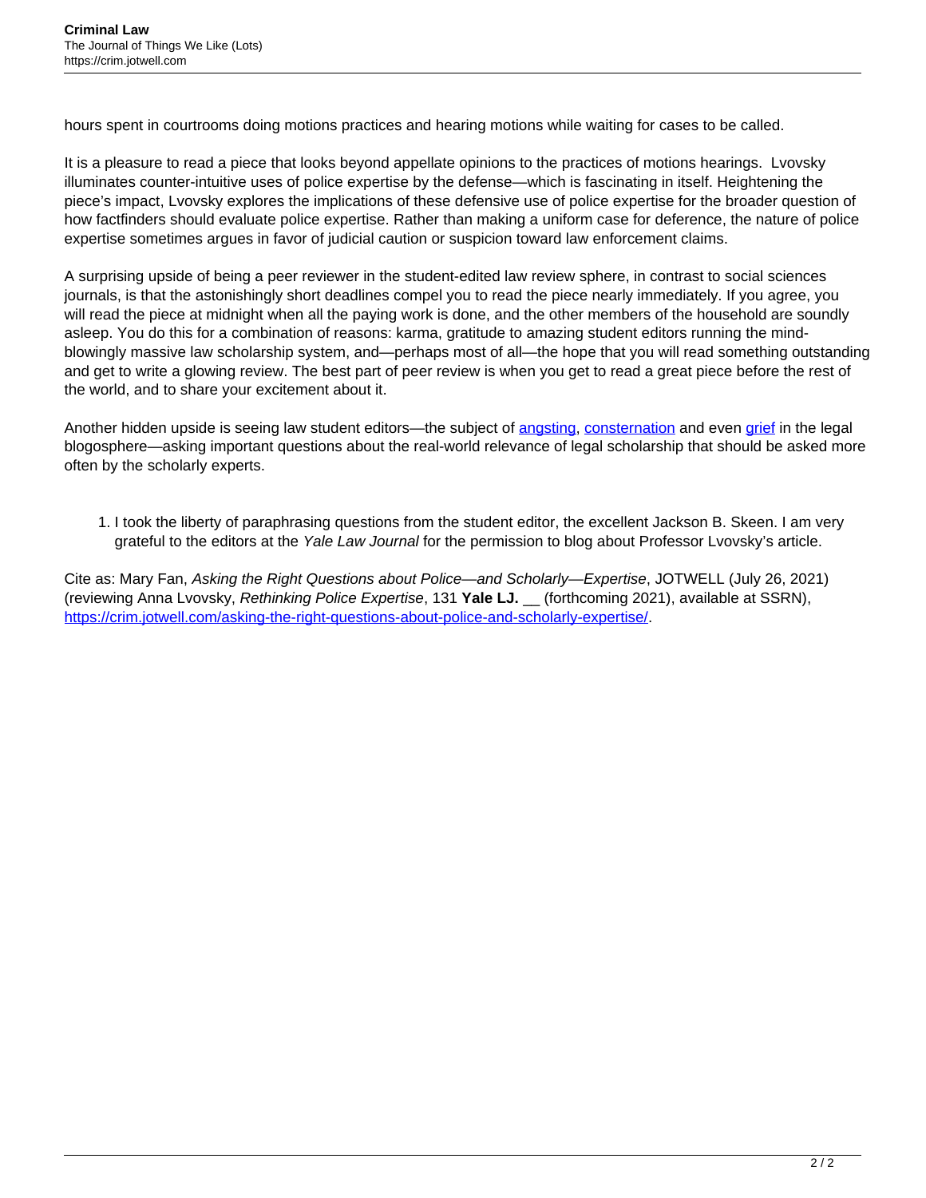hours spent in courtrooms doing motions practices and hearing motions while waiting for cases to be called.

It is a pleasure to read a piece that looks beyond appellate opinions to the practices of motions hearings. Lvovsky illuminates counter-intuitive uses of police expertise by the defense—which is fascinating in itself. Heightening the piece's impact, Lvovsky explores the implications of these defensive use of police expertise for the broader question of how factfinders should evaluate police expertise. Rather than making a uniform case for deference, the nature of police expertise sometimes argues in favor of judicial caution or suspicion toward law enforcement claims.

A surprising upside of being a peer reviewer in the student-edited law review sphere, in contrast to social sciences journals, is that the astonishingly short deadlines compel you to read the piece nearly immediately. If you agree, you will read the piece at midnight when all the paying work is done, and the other members of the household are soundly asleep. You do this for a combination of reasons: karma, gratitude to amazing student editors running the mind-blowingly massive law scholarship system, and—perhaps most of all—the hope that you will read something outstanding and get to write a glowing review. The best part of peer review is when you get to read a great piece before the rest of the world, and to share your excitement about it.

Another hidden upside is seeing law student editors—the subject of angsting, consternation and even grief in the legal blogosphere—asking important questions about the real-world relevance of legal scholarship that should be asked more often by the scholarly experts.

1. I took the liberty of paraphrasing questions from the student editor, the excellent Jackson B. Skeen. I am very grateful to the editors at the *Yale Law Journal* for the permission to blog about Professor Lvovsky's article.

Cite as: Mary Fan, *Asking the Right Questions about Police—and Scholarly—Expertise*, JOTWELL (July 26, 2021) (reviewing Anna Lvovsky, *Rethinking Police Expertise*, 131 **Yale LJ.** __ (forthcoming 2021), available at SSRN), https://crim.jotwell.com/asking-the-right-questions-about-police-and-scholarly-expertise/.